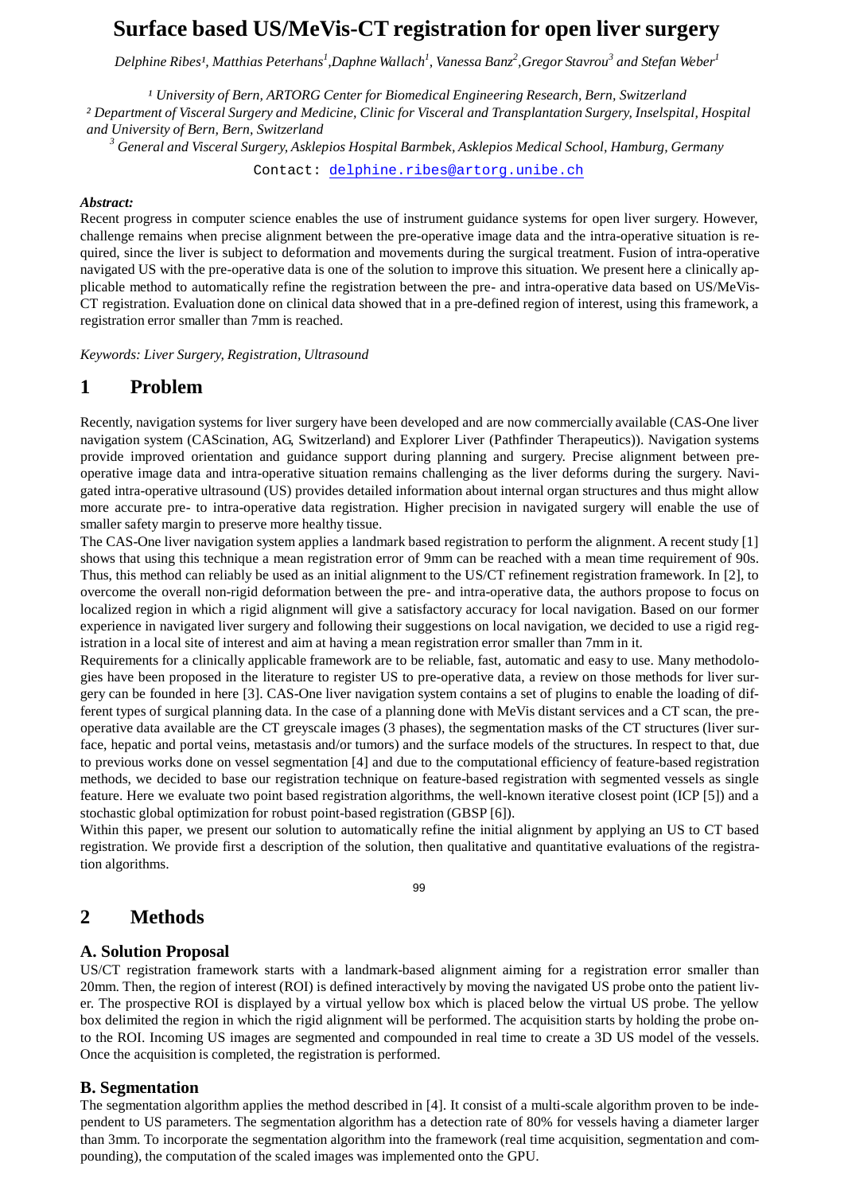# Surface based US/MeVis-CT registration for open liver surgery

*Delphine Ribes[1], Matthias Peterhans[1], Daphne Wallach[1], Vanessa Banz[2], Gregor Stavrou[3] and Stefan Weber[1]*

*[1] University of Bern, ARTORG Center for Biomedical Engineering Research, Bern, Switzerland*
*[2] Department of Visceral Surgery and Medicine, Clinic for Visceral and Transplantation Surgery, Inselspital, Hospital and University of Bern, Bern, Switzerland*
*[3] General and Visceral Surgery, Asklepios Hospital Barmbek, Asklepios Medical School, Hamburg, Germany*

Contact: delphine.ribes@artorg.unibe.ch

***Abstract:***
Recent progress in computer science enables the use of instrument guidance systems for open liver surgery. However, challenge remains when precise alignment between the pre-operative image data and the intra-operative situation is required, since the liver is subject to deformation and movements during the surgical treatment. Fusion of intra-operative navigated US with the pre-operative data is one of the solution to improve this situation. We present here a clinically applicable method to automatically refine the registration between the pre- and intra-operative data based on US/MeVis-CT registration. Evaluation done on clinical data showed that in a pre-defined region of interest, using this framework, a registration error smaller than 7mm is reached.

*Keywords: Liver Surgery, Registration, Ultrasound*

## 1 Problem

Recently, navigation systems for liver surgery have been developed and are now commercially available (CAS-One liver navigation system (CAScination, AG, Switzerland) and Explorer Liver (Pathfinder Therapeutics)). Navigation systems provide improved orientation and guidance support during planning and surgery. Precise alignment between pre-operative image data and intra-operative situation remains challenging as the liver deforms during the surgery. Navigated intra-operative ultrasound (US) provides detailed information about internal organ structures and thus might allow more accurate pre- to intra-operative data registration. Higher precision in navigated surgery will enable the use of smaller safety margin to preserve more healthy tissue.

The CAS-One liver navigation system applies a landmark based registration to perform the alignment. A recent study [1] shows that using this technique a mean registration error of 9mm can be reached with a mean time requirement of 90s. Thus, this method can reliably be used as an initial alignment to the US/CT refinement registration framework. In [2], to overcome the overall non-rigid deformation between the pre- and intra-operative data, the authors propose to focus on localized region in which a rigid alignment will give a satisfactory accuracy for local navigation. Based on our former experience in navigated liver surgery and following their suggestions on local navigation, we decided to use a rigid registration in a local site of interest and aim at having a mean registration error smaller than 7mm in it.

Requirements for a clinically applicable framework are to be reliable, fast, automatic and easy to use. Many methodologies have been proposed in the literature to register US to pre-operative data, a review on those methods for liver surgery can be founded in here [3]. CAS-One liver navigation system contains a set of plugins to enable the loading of different types of surgical planning data. In the case of a planning done with MeVis distant services and a CT scan, the pre-operative data available are the CT greyscale images (3 phases), the segmentation masks of the CT structures (liver surface, hepatic and portal veins, metastasis and/or tumors) and the surface models of the structures. In respect to that, due to previous works done on vessel segmentation [4] and due to the computational efficiency of feature-based registration methods, we decided to base our registration technique on feature-based registration with segmented vessels as single feature. Here we evaluate two point based registration algorithms, the well-known iterative closest point (ICP [5]) and a stochastic global optimization for robust point-based registration (GBSP [6]).

Within this paper, we present our solution to automatically refine the initial alignment by applying an US to CT based registration. We provide first a description of the solution, then qualitative and quantitative evaluations of the registration algorithms.

## 2 Methods

### A. Solution Proposal

US/CT registration framework starts with a landmark-based alignment aiming for a registration error smaller than 20mm. Then, the region of interest (ROI) is defined interactively by moving the navigated US probe onto the patient liver. The prospective ROI is displayed by a virtual yellow box which is placed below the virtual US probe. The yellow box delimited the region in which the rigid alignment will be performed. The acquisition starts by holding the probe onto the ROI. Incoming US images are segmented and compounded in real time to create a 3D US model of the vessels. Once the acquisition is completed, the registration is performed.

### B. Segmentation

The segmentation algorithm applies the method described in [4]. It consist of a multi-scale algorithm proven to be independent to US parameters. The segmentation algorithm has a detection rate of 80% for vessels having a diameter larger than 3mm. To incorporate the segmentation algorithm into the framework (real time acquisition, segmentation and compounding), the computation of the scaled images was implemented onto the GPU.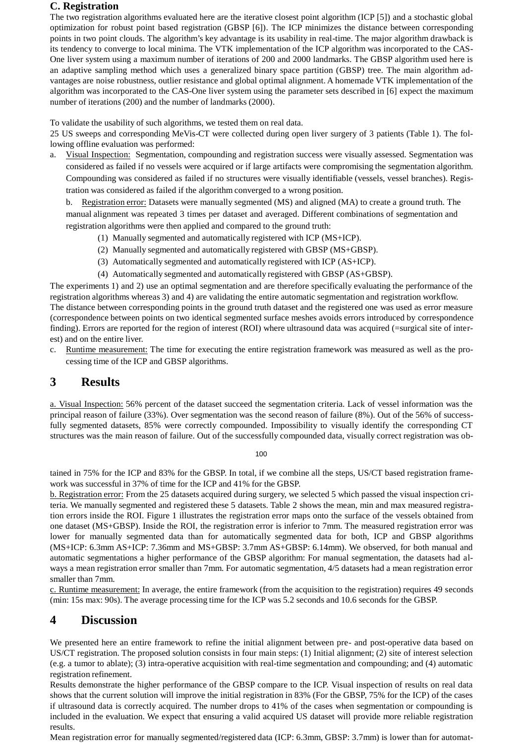### C. Registration

The two registration algorithms evaluated here are the iterative closest point algorithm (ICP [5]) and a stochastic global optimization for robust point based registration (GBSP [6]). The ICP minimizes the distance between corresponding points in two point clouds. The algorithm's key advantage is its usability in real-time. The major algorithm drawback is its tendency to converge to local minima. The VTK implementation of the ICP algorithm was incorporated to the CAS-One liver system using a maximum number of iterations of 200 and 2000 landmarks. The GBSP algorithm used here is an adaptive sampling method which uses a generalized binary space partition (GBSP) tree. The main algorithm advantages are noise robustness, outlier resistance and global optimal alignment. A homemade VTK implementation of the algorithm was incorporated to the CAS-One liver system using the parameter sets described in [6] expect the maximum number of iterations (200) and the number of landmarks (2000).

To validate the usability of such algorithms, we tested them on real data.

25 US sweeps and corresponding MeVis-CT were collected during open liver surgery of 3 patients (Table 1). The following offline evaluation was performed:

a. Visual Inspection: Segmentation, compounding and registration success were visually assessed. Segmentation was considered as failed if no vessels were acquired or if large artifacts were compromising the segmentation algorithm. Compounding was considered as failed if no structures were visually identifiable (vessels, vessel branches). Registration was considered as failed if the algorithm converged to a wrong position.

b. Registration error: Datasets were manually segmented (MS) and aligned (MA) to create a ground truth. The manual alignment was repeated 3 times per dataset and averaged. Different combinations of segmentation and registration algorithms were then applied and compared to the ground truth:

(1) Manually segmented and automatically registered with ICP (MS+ICP).
(2) Manually segmented and automatically registered with GBSP (MS+GBSP).
(3) Automatically segmented and automatically registered with ICP (AS+ICP).
(4) Automatically segmented and automatically registered with GBSP (AS+GBSP).

The experiments 1) and 2) use an optimal segmentation and are therefore specifically evaluating the performance of the registration algorithms whereas 3) and 4) are validating the entire automatic segmentation and registration workflow.

The distance between corresponding points in the ground truth dataset and the registered one was used as error measure (correspondence between points on two identical segmented surface meshes avoids errors introduced by correspondence finding). Errors are reported for the region of interest (ROI) where ultrasound data was acquired (=surgical site of interest) and on the entire liver.

c. Runtime measurement: The time for executing the entire registration framework was measured as well as the processing time of the ICP and GBSP algorithms.

## 3 Results

a. Visual Inspection: 56% percent of the dataset succeed the segmentation criteria. Lack of vessel information was the principal reason of failure (33%). Over segmentation was the second reason of failure (8%). Out of the 56% of successfully segmented datasets, 85% were correctly compounded. Impossibility to visually identify the corresponding CT structures was the main reason of failure. Out of the successfully compounded data, visually correct registration was obtained in 75% for the ICP and 83% for the GBSP. In total, if we combine all the steps, US/CT based registration framework was successful in 37% of time for the ICP and 41% for the GBSP.

b. Registration error: From the 25 datasets acquired during surgery, we selected 5 which passed the visual inspection criteria. We manually segmented and registered these 5 datasets. Table 2 shows the mean, min and max measured registration errors inside the ROI. Figure 1 illustrates the registration error maps onto the surface of the vessels obtained from one dataset (MS+GBSP). Inside the ROI, the registration error is inferior to 7mm. The measured registration error was lower for manually segmented data than for automatically segmented data for both, ICP and GBSP algorithms (MS+ICP: 6.3mm AS+ICP: 7.36mm and MS+GBSP: 3.7mm AS+GBSP: 6.14mm). We observed, for both manual and automatic segmentations a higher performance of the GBSP algorithm: For manual segmentation, the datasets had always a mean registration error smaller than 7mm. For automatic segmentation, 4/5 datasets had a mean registration error smaller than 7mm.

c. Runtime measurement: In average, the entire framework (from the acquisition to the registration) requires 49 seconds (min: 15s max: 90s). The average processing time for the ICP was 5.2 seconds and 10.6 seconds for the GBSP.

## 4 Discussion

We presented here an entire framework to refine the initial alignment between pre- and post-operative data based on US/CT registration. The proposed solution consists in four main steps: (1) Initial alignment; (2) site of interest selection (e.g. a tumor to ablate); (3) intra-operative acquisition with real-time segmentation and compounding; and (4) automatic registration refinement.

Results demonstrate the higher performance of the GBSP compare to the ICP. Visual inspection of results on real data shows that the current solution will improve the initial registration in 83% (For the GBSP, 75% for the ICP) of the cases if ultrasound data is correctly acquired. The number drops to 41% of the cases when segmentation or compounding is included in the evaluation. We expect that ensuring a valid acquired US dataset will provide more reliable registration results.

Mean registration error for manually segmented/registered data (ICP: 6.3mm, GBSP: 3.7mm) is lower than for automat-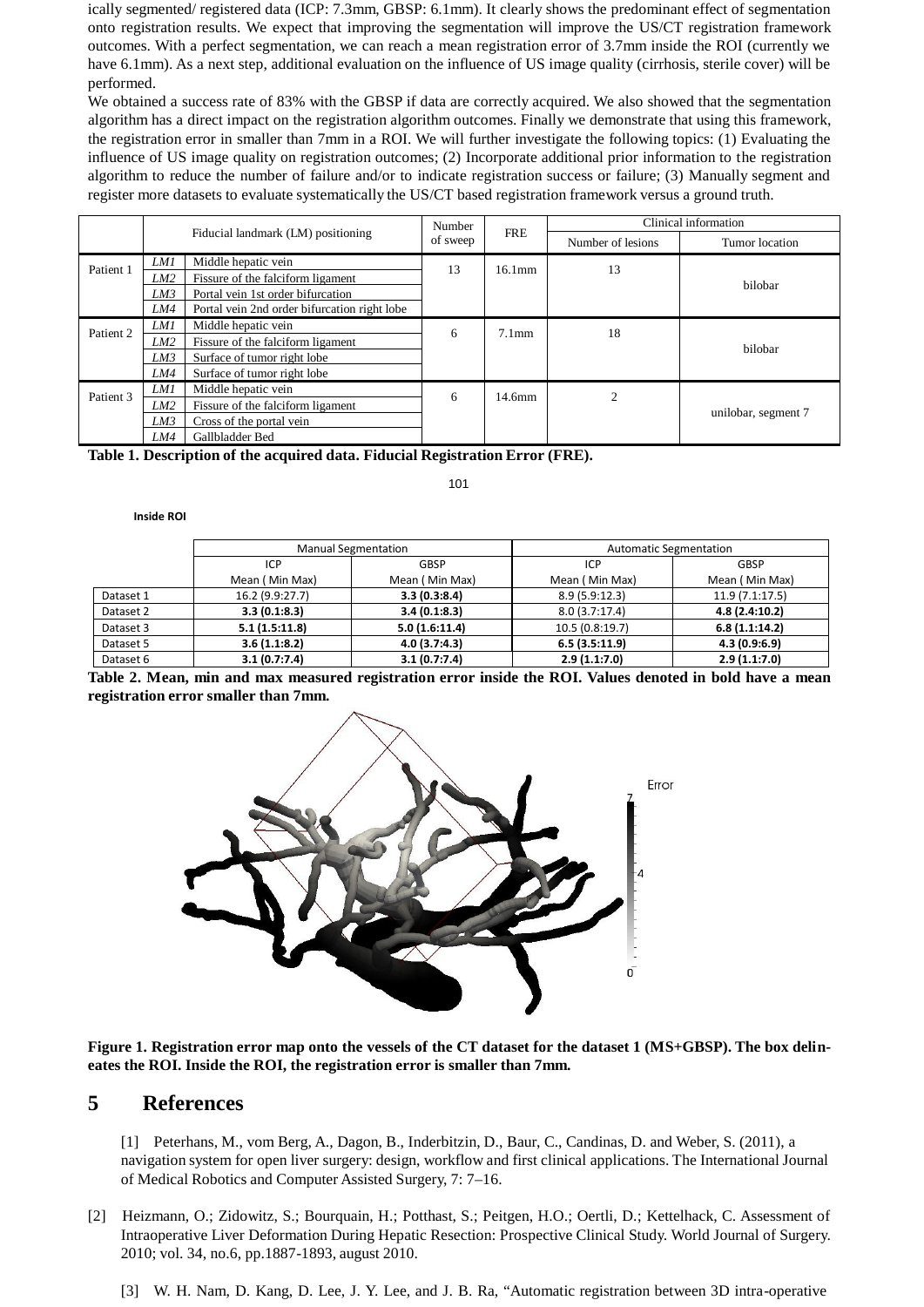ically segmented/ registered data (ICP: 7.3mm, GBSP: 6.1mm). It clearly shows the predominant effect of segmentation onto registration results. We expect that improving the segmentation will improve the US/CT registration framework outcomes. With a perfect segmentation, we can reach a mean registration error of 3.7mm inside the ROI (currently we have 6.1mm). As a next step, additional evaluation on the influence of US image quality (cirrhosis, sterile cover) will be performed.

We obtained a success rate of 83% with the GBSP if data are correctly acquired. We also showed that the segmentation algorithm has a direct impact on the registration algorithm outcomes. Finally we demonstrate that using this framework, the registration error in smaller than 7mm in a ROI. We will further investigate the following topics: (1) Evaluating the influence of US image quality on registration outcomes; (2) Incorporate additional prior information to the registration algorithm to reduce the number of failure and/or to indicate registration success or failure; (3) Manually segment and register more datasets to evaluate systematically the US/CT based registration framework versus a ground truth.

| | Fiducial landmark (LM) positioning | | Number of sweep | FRE | Clinical information | |
|---|---|---|---|---|---|---|
| | | | | | Number of lesions | Tumor location |
| Patient 1 | *LM1* | Middle hepatic vein | 13 | 16.1mm | 13 | bilobar |
| | *LM2* | Fissure of the falciform ligament | | | | |
| | *LM3* | Portal vein 1st order bifurcation | | | | |
| | *LM4* | Portal vein 2nd order bifurcation right lobe | | | | |
| Patient 2 | *LM1* | Middle hepatic vein | 6 | 7.1mm | 18 | bilobar |
| | *LM2* | Fissure of the falciform ligament | | | | |
| | *LM3* | Surface of tumor right lobe | | | | |
| | *LM4* | Surface of tumor right lobe | | | | |
| Patient 3 | *LM1* | Middle hepatic vein | 6 | 14.6mm | 2 | unilobar, segment 7 |
| | *LM2* | Fissure of the falciform ligament | | | | |
| | *LM3* | Cross of the portal vein | | | | |
| | *LM4* | Gallbladder Bed | | | | |

**Table 1. Description of the acquired data. Fiducial Registration Error (FRE).**

**Inside ROI**

| | Manual Segmentation | | Automatic Segmentation | |
|---|---|---|---|---|
| | ICP | GBSP | ICP | GBSP |
| | Mean ( Min Max) | Mean ( Min Max) | Mean ( Min Max) | Mean ( Min Max) |
| Dataset 1 | 16.2 (9.9:27.7) | **3.3 (0.3:8.4)** | 8.9 (5.9:12.3) | 11.9 (7.1:17.5) |
| Dataset 2 | **3.3 (0.1:8.3)** | **3.4 (0.1:8.3)** | 8.0 (3.7:17.4) | **4.8 (2.4:10.2)** |
| Dataset 3 | **5.1 (1.5:11.8)** | **5.0 (1.6:11.4)** | 10.5 (0.8:19.7) | **6.8 (1.1:14.2)** |
| Dataset 5 | **3.6 (1.1:8.2)** | **4.0 (3.7:4.3)** | **6.5 (3.5:11.9)** | **4.3 (0.9:6.9)** |
| Dataset 6 | **3.1 (0.7:7.4)** | **3.1 (0.7:7.4)** | **2.9 (1.1:7.0)** | **2.9 (1.1:7.0)** |

**Table 2. Mean, min and max measured registration error inside the ROI. Values denoted in bold have a mean registration error smaller than 7mm.**

**Figure 1. Registration error map onto the vessels of the CT dataset for the dataset 1 (MS+GBSP). The box delineates the ROI. Inside the ROI, the registration error is smaller than 7mm.**

# 5 References

[1] Peterhans, M., vom Berg, A., Dagon, B., Inderbitzin, D., Baur, C., Candinas, D. and Weber, S. (2011), a navigation system for open liver surgery: design, workflow and first clinical applications. The International Journal of Medical Robotics and Computer Assisted Surgery, 7: 7–16.

[2] Heizmann, O.; Zidowitz, S.; Bourquain, H.; Potthast, S.; Peitgen, H.O.; Oertli, D.; Kettelhack, C. Assessment of Intraoperative Liver Deformation During Hepatic Resection: Prospective Clinical Study. World Journal of Surgery. 2010; vol. 34, no.6, pp.1887-1893, august 2010.

[3] W. H. Nam, D. Kang, D. Lee, J. Y. Lee, and J. B. Ra, "Automatic registration between 3D intra-operative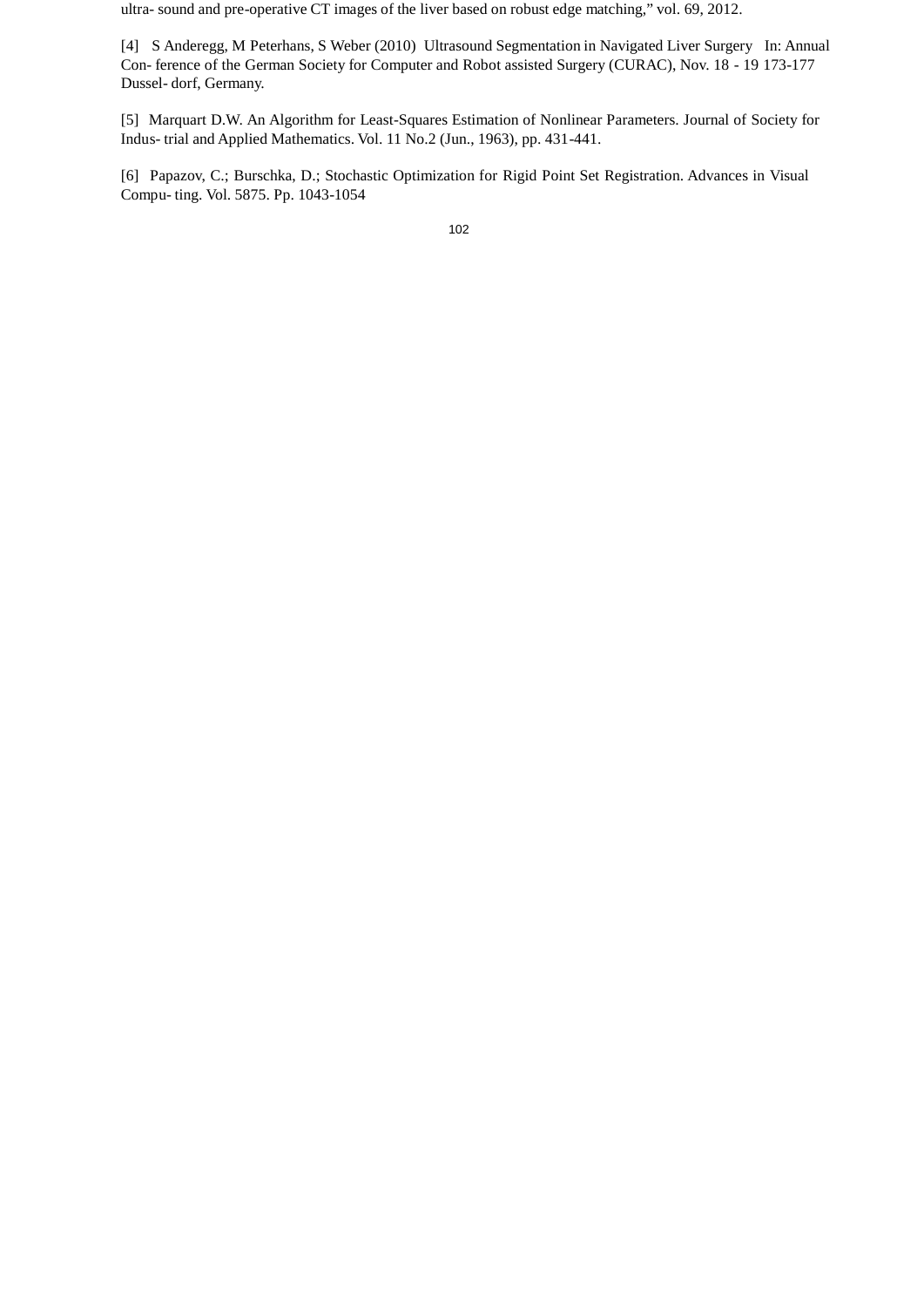ultra- sound and pre-operative CT images of the liver based on robust edge matching," vol. 69, 2012.

[4] S Anderegg, M Peterhans, S Weber (2010) Ultrasound Segmentation in Navigated Liver Surgery In: Annual Con- ference of the German Society for Computer and Robot assisted Surgery (CURAC), Nov. 18 - 19 173-177 Dussel- dorf, Germany.

[5] Marquart D.W. An Algorithm for Least-Squares Estimation of Nonlinear Parameters. Journal of Society for Indus- trial and Applied Mathematics. Vol. 11 No.2 (Jun., 1963), pp. 431-441.

[6] Papazov, C.; Burschka, D.; Stochastic Optimization for Rigid Point Set Registration. Advances in Visual Compu- ting. Vol. 5875. Pp. 1043-1054